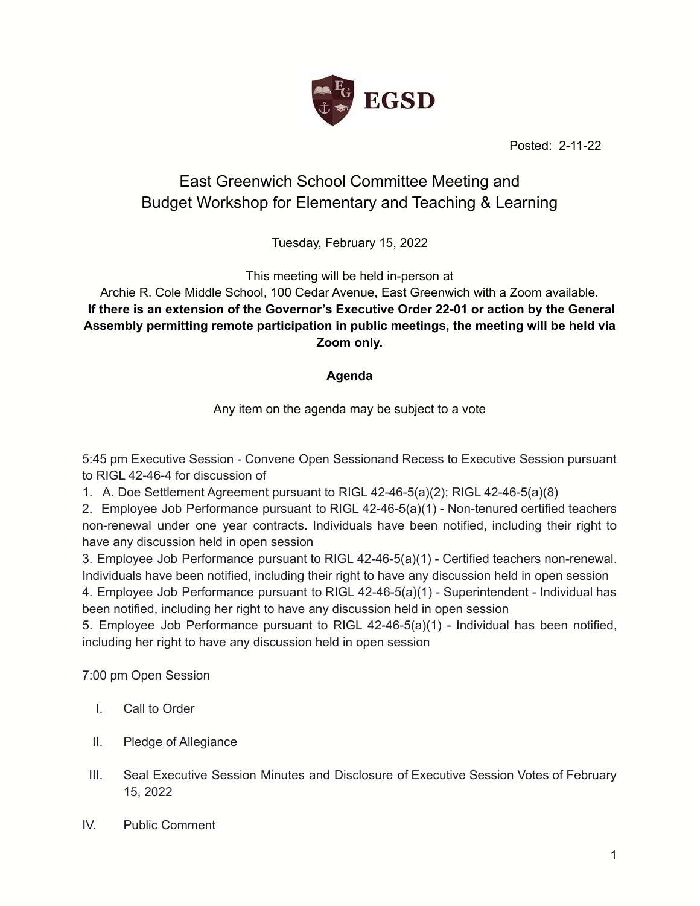EGSD

Posted: 2-11-22

# East Greenwich School Committee Meeting and Budget Workshop for Elementary and Teaching & Learning

Tuesday, February 15, 2022

This meeting will be held in-person at
Archie R. Cole Middle School, 100 Cedar Avenue, East Greenwich with a Zoom available.
**If there is an extension of the Governor's Executive Order 22-01 or action by the General Assembly permitting remote participation in public meetings, the meeting will be held via Zoom only.**

**Agenda**

Any item on the agenda may be subject to a vote

5:45 pm Executive Session - Convene Open Sessionand Recess to Executive Session pursuant to RIGL 42-46-4 for discussion of

1. A. Doe Settlement Agreement pursuant to RIGL 42-46-5(a)(2); RIGL 42-46-5(a)(8)
2. Employee Job Performance pursuant to RIGL 42-46-5(a)(1) - Non-tenured certified teachers non-renewal under one year contracts. Individuals have been notified, including their right to have any discussion held in open session
3. Employee Job Performance pursuant to RIGL 42-46-5(a)(1) - Certified teachers non-renewal. Individuals have been notified, including their right to have any discussion held in open session
4. Employee Job Performance pursuant to RIGL 42-46-5(a)(1) - Superintendent - Individual has been notified, including her right to have any discussion held in open session
5. Employee Job Performance pursuant to RIGL 42-46-5(a)(1) - Individual has been notified, including her right to have any discussion held in open session

7:00 pm Open Session

I. Call to Order

II. Pledge of Allegiance

III. Seal Executive Session Minutes and Disclosure of Executive Session Votes of February 15, 2022

IV. Public Comment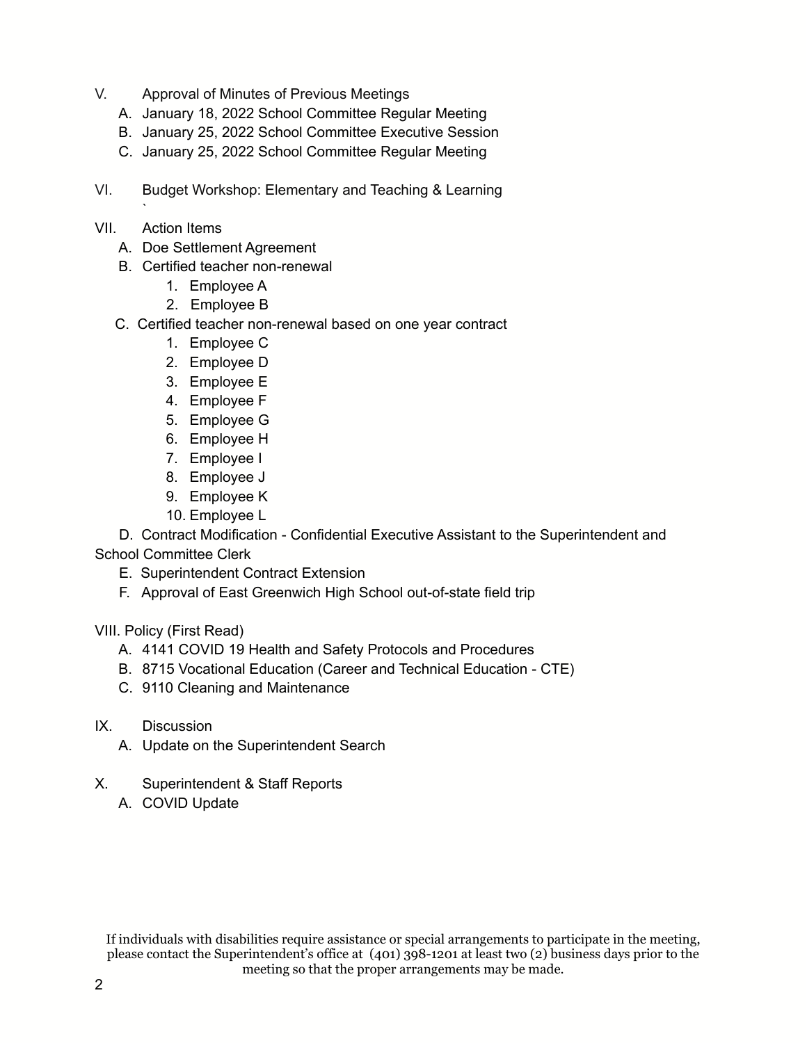V. Approval of Minutes of Previous Meetings
   A. January 18, 2022 School Committee Regular Meeting
   B. January 25, 2022 School Committee Executive Session
   C. January 25, 2022 School Committee Regular Meeting

VI. Budget Workshop: Elementary and Teaching & Learning

VII. Action Items
   A. Doe Settlement Agreement
   B. Certified teacher non-renewal
      1. Employee A
      2. Employee B
   C. Certified teacher non-renewal based on one year contract
      1. Employee C
      2. Employee D
      3. Employee E
      4. Employee F
      5. Employee G
      6. Employee H
      7. Employee I
      8. Employee J
      9. Employee K
      10. Employee L
   D. Contract Modification - Confidential Executive Assistant to the Superintendent and School Committee Clerk
   E. Superintendent Contract Extension
   F. Approval of East Greenwich High School out-of-state field trip

VIII. Policy (First Read)
   A. 4141 COVID 19 Health and Safety Protocols and Procedures
   B. 8715 Vocational Education (Career and Technical Education - CTE)
   C. 9110 Cleaning and Maintenance

IX. Discussion
   A. Update on the Superintendent Search

X. Superintendent & Staff Reports
   A. COVID Update

If individuals with disabilities require assistance or special arrangements to participate in the meeting, please contact the Superintendent's office at (401) 398-1201 at least two (2) business days prior to the meeting so that the proper arrangements may be made.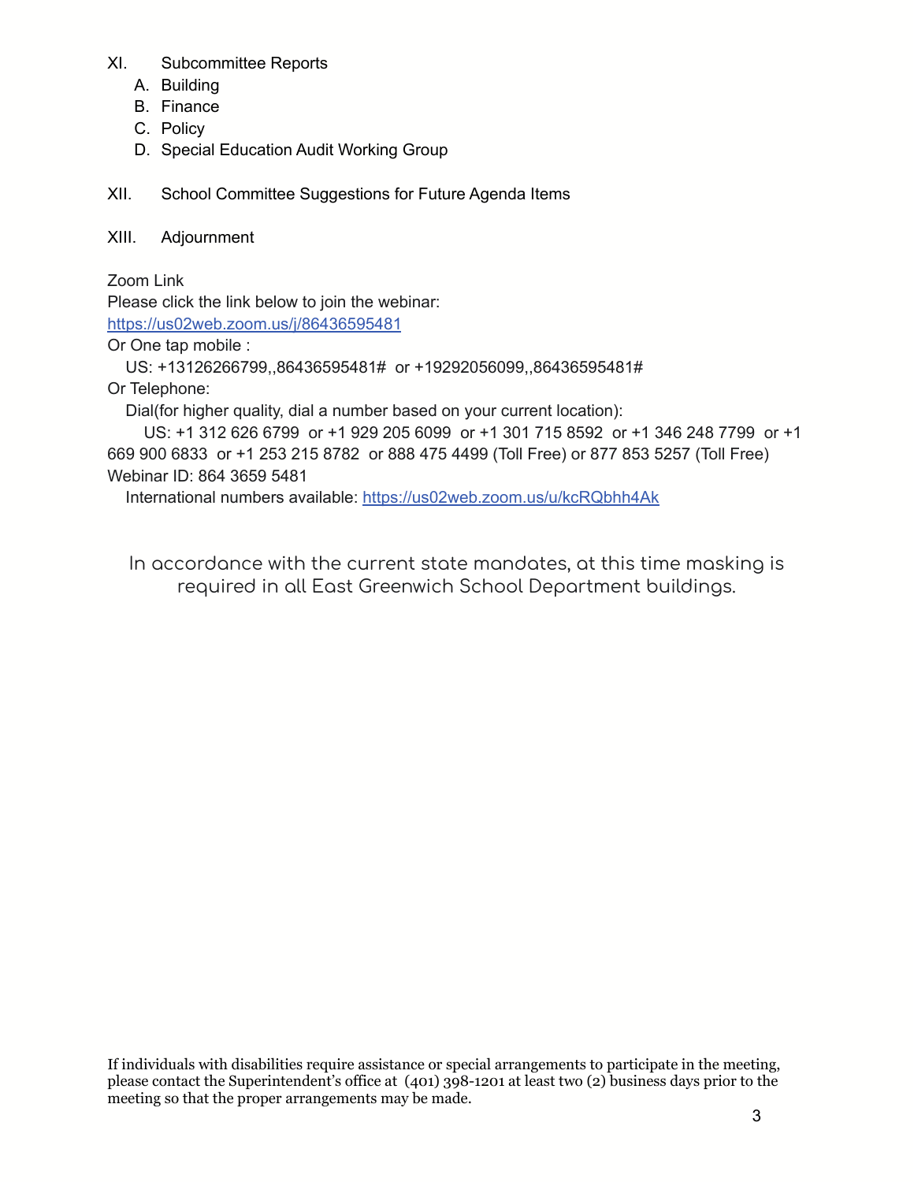XI. Subcommittee Reports

A. Building
B. Finance
C. Policy
D. Special Education Audit Working Group

XII. School Committee Suggestions for Future Agenda Items

XIII. Adjournment

Zoom Link
Please click the link below to join the webinar:
https://us02web.zoom.us/j/86436595481
Or One tap mobile :
US: +13126266799,,86436595481# or +19292056099,,86436595481#
Or Telephone:
Dial(for higher quality, dial a number based on your current location):
US: +1 312 626 6799 or +1 929 205 6099 or +1 301 715 8592 or +1 346 248 7799 or +1 669 900 6833 or +1 253 215 8782 or 888 475 4499 (Toll Free) or 877 853 5257 (Toll Free)
Webinar ID: 864 3659 5481
International numbers available: https://us02web.zoom.us/u/kcRQbhh4Ak

In accordance with the current state mandates, at this time masking is required in all East Greenwich School Department buildings.

If individuals with disabilities require assistance or special arrangements to participate in the meeting, please contact the Superintendent's office at (401) 398-1201 at least two (2) business days prior to the meeting so that the proper arrangements may be made.